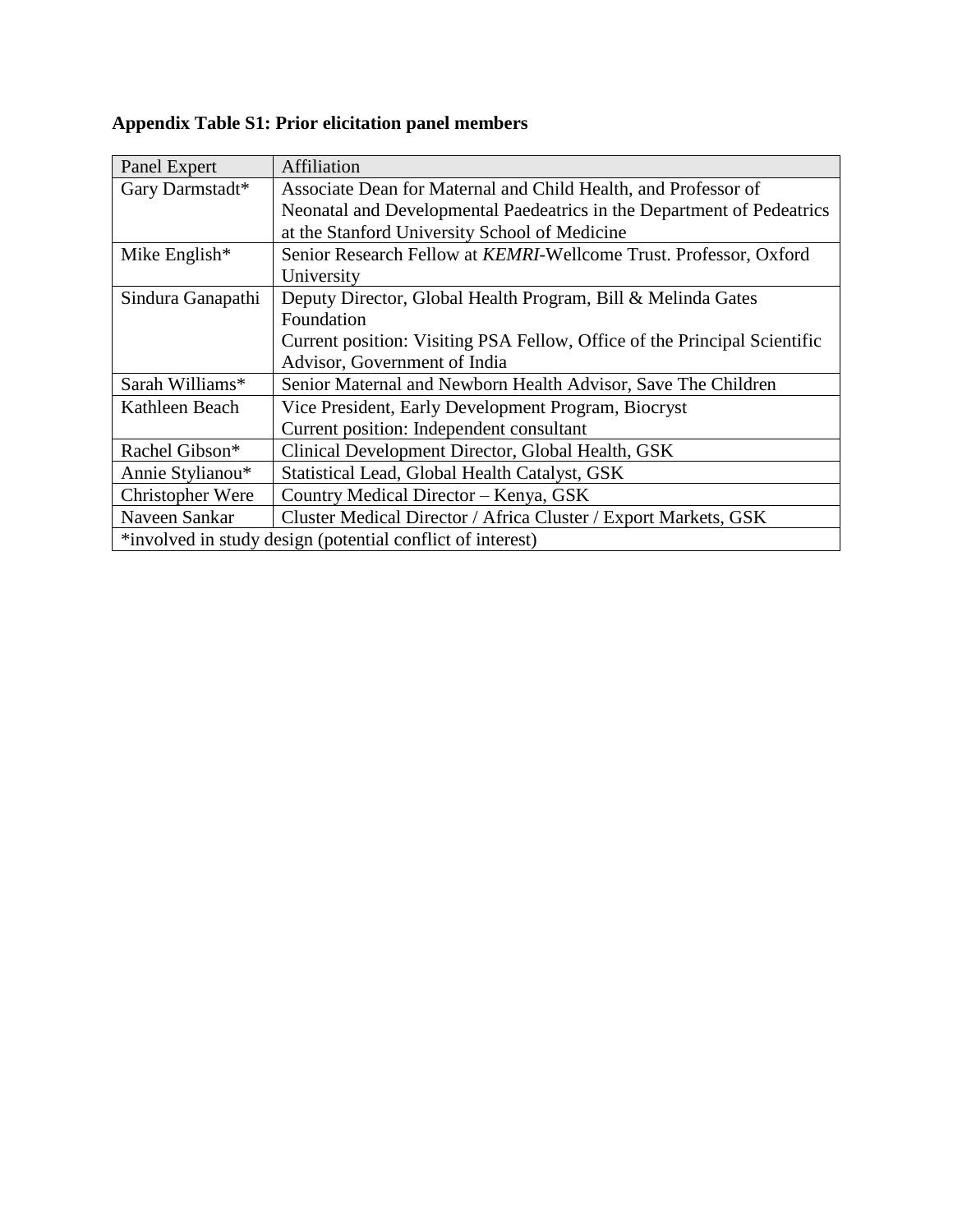**Appendix Table S1: Prior elicitation panel members**

| Panel Expert | Affiliation |
| --- | --- |
| Gary Darmstadt* | Associate Dean for Maternal and Child Health, and Professor of Neonatal and Developmental Paedeatrics in the Department of Pedeatrics at the Stanford University School of Medicine |
| Mike English* | Senior Research Fellow at *KEMRI*-Wellcome Trust. Professor, Oxford University |
| Sindura Ganapathi | Deputy Director, Global Health Program, Bill & Melinda Gates Foundation<br>Current position: Visiting PSA Fellow, Office of the Principal Scientific Advisor, Government of India |
| Sarah Williams* | Senior Maternal and Newborn Health Advisor, Save The Children |
| Kathleen Beach | Vice President, Early Development Program, Biocryst<br>Current position: Independent consultant |
| Rachel Gibson* | Clinical Development Director, Global Health, GSK |
| Annie Stylianou* | Statistical Lead, Global Health Catalyst, GSK |
| Christopher Were | Country Medical Director – Kenya, GSK |
| Naveen Sankar | Cluster Medical Director / Africa Cluster / Export Markets, GSK |
| *involved in study design (potential conflict of interest) | |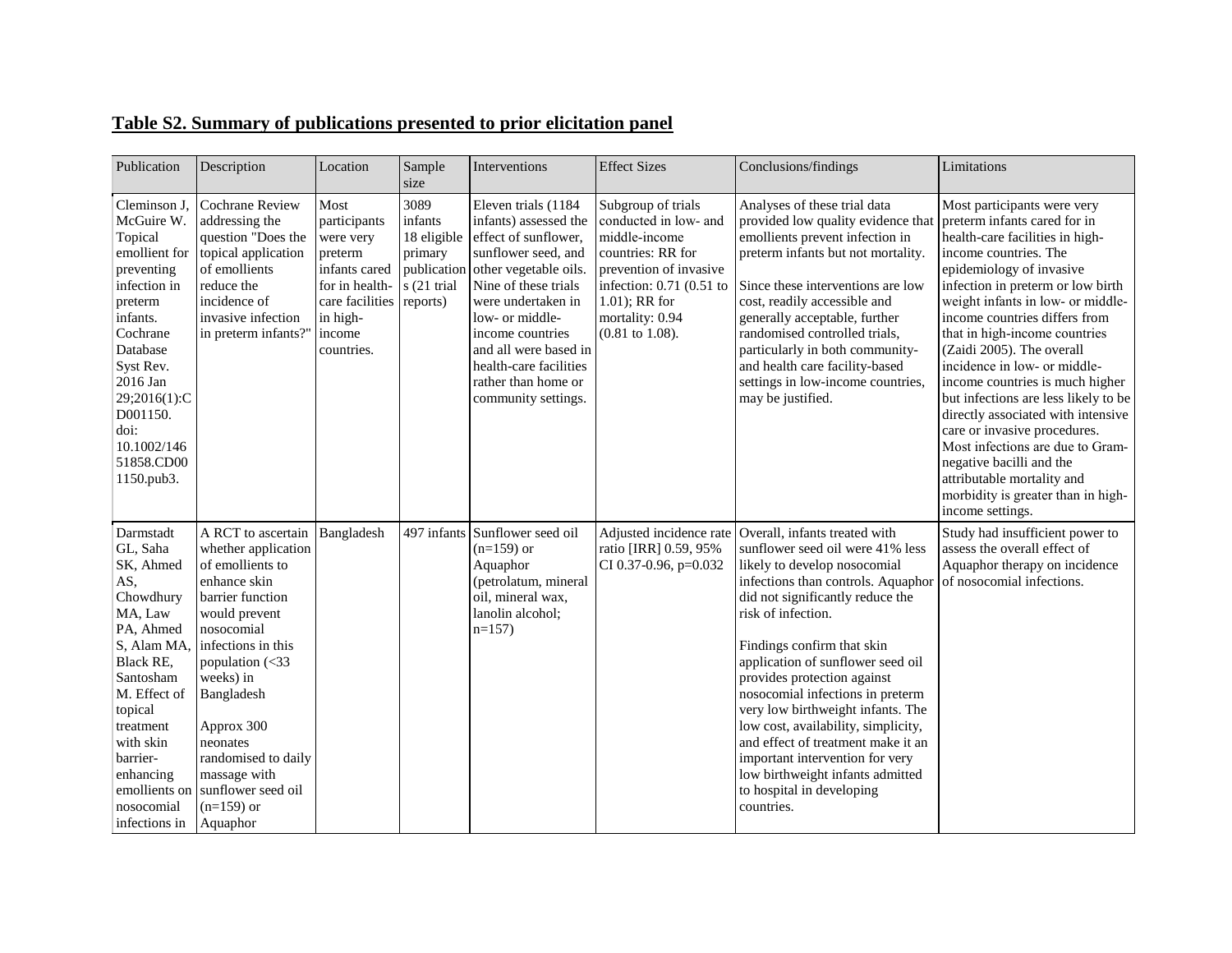## **Table S2. Summary of publications presented to prior elicitation panel**

| Publication | Description | Location | Sample size | Interventions | Effect Sizes | Conclusions/findings | Limitations |
|---|---|---|---|---|---|---|---|
| Cleminson J, McGuire W. Topical emollient for preventing infection in preterm infants. Cochrane Database Syst Rev. 2016 Jan 29;2016(1):CD001150. doi: 10.1002/14651858.CD001150.pub3. | Cochrane Review addressing the question "Does the topical application of emollients reduce the incidence of invasive infection in preterm infants?" | Most participants were very preterm infants cared for in health-care facilities in high-income countries. | 3089 infants 18 eligible primary publications (21 trial reports) | Eleven trials (1184 infants) assessed the effect of sunflower, sunflower seed, and other vegetable oils. Nine of these trials were undertaken in low- or middle-income countries and all were based in health-care facilities rather than home or community settings. | Subgroup of trials conducted in low- and middle-income countries: RR for prevention of invasive infection: 0.71 (0.51 to 1.01); RR for mortality: 0.94 (0.81 to 1.08). | Analyses of these trial data provided low quality evidence that emollients prevent infection in preterm infants but not mortality.<br><br>Since these interventions are low cost, readily accessible and generally acceptable, further randomised controlled trials, particularly in both community- and health care facility-based settings in low-income countries, may be justified. | Most participants were very preterm infants cared for in health-care facilities in high-income countries. The epidemiology of invasive infection in preterm or low birth weight infants in low- or middle-income countries differs from that in high-income countries (Zaidi 2005). The overall incidence in low- or middle-income countries is much higher but infections are less likely to be directly associated with intensive care or invasive procedures. Most infections are due to Gram-negative bacilli and the attributable mortality and morbidity is greater than in high-income settings. |
| Darmstadt GL, Saha SK, Ahmed AS, Chowdhury MA, Law PA, Ahmed S, Alam MA, Black RE, Santosham M. Effect of topical treatment with skin barrier-enhancing emollients on nosocomial infections in | A RCT to ascertain whether application of emollients to enhance skin barrier function would prevent nosocomial infections in this population (<33 weeks) in Bangladesh<br><br>Approx 300 neonates randomised to daily massage with sunflower seed oil (n=159) or Aquaphor | Bangladesh | 497 infants | Sunflower seed oil (n=159) or Aquaphor (petrolatum, mineral oil, mineral wax, lanolin alcohol; n=157) | Adjusted incidence rate ratio [IRR] 0.59, 95% CI 0.37-0.96, p=0.032 | Overall, infants treated with sunflower seed oil were 41% less likely to develop nosocomial infections than controls. Aquaphor did not significantly reduce the risk of infection.<br><br>Findings confirm that skin application of sunflower seed oil provides protection against nosocomial infections in preterm very low birthweight infants. The low cost, availability, simplicity, and effect of treatment make it an important intervention for very low birthweight infants admitted to hospital in developing countries. | Study had insufficient power to assess the overall effect of Aquaphor therapy on incidence of nosocomial infections. |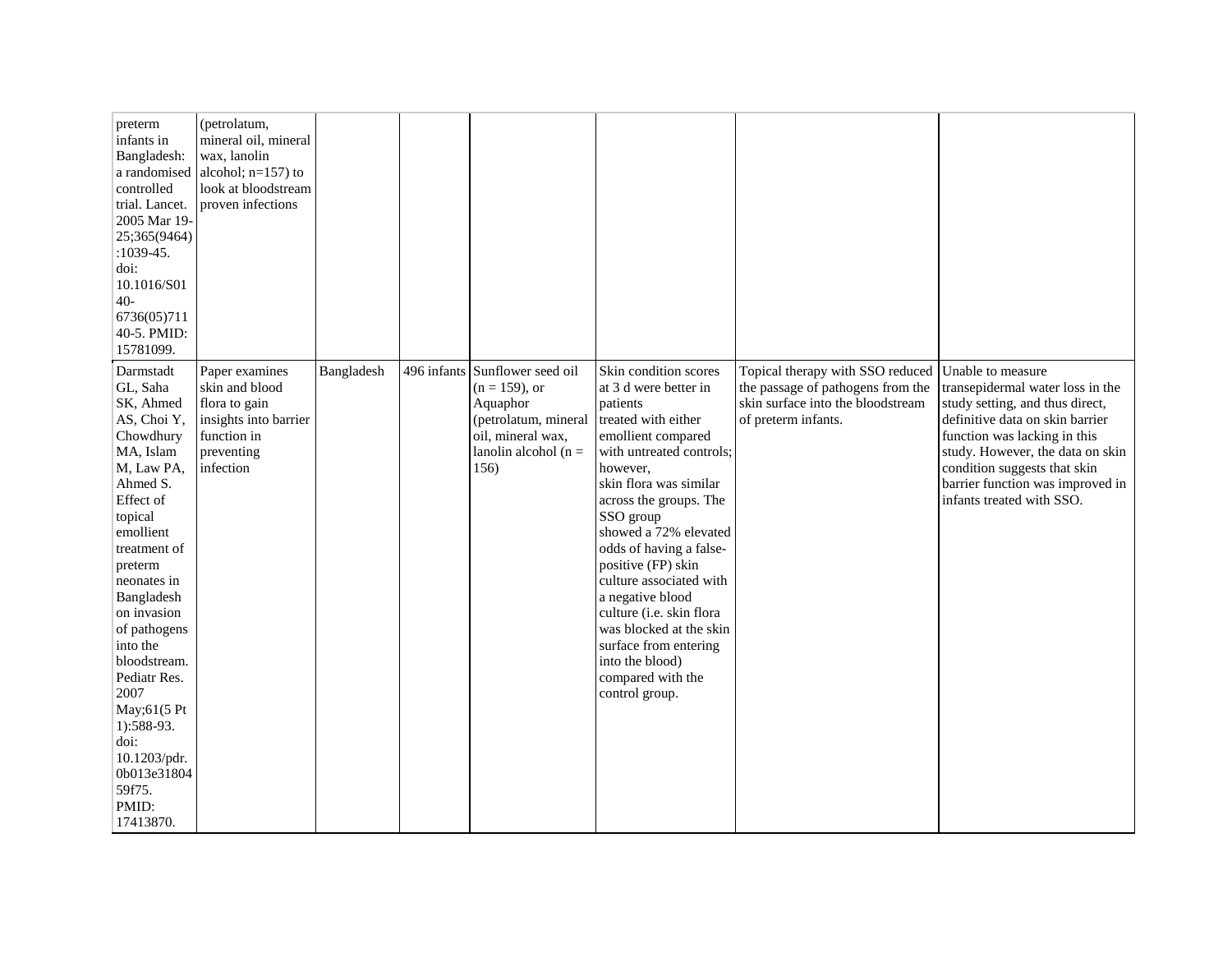| | | | | | | | |
|---|---|---|---|---|---|---|---|
| preterm infants in Bangladesh: a randomised controlled trial. Lancet. 2005 Mar 19-25;365(9464):1039-45. doi: 10.1016/S0140-6736(05)71140-5. PMID: 15781099. | (petrolatum, mineral oil, mineral wax, lanolin alcohol; n=157) to look at bloodstream proven infections | | | | | | |
| Darmstadt GL, Saha SK, Ahmed AS, Choi Y, Chowdhury MA, Islam M, Law PA, Ahmed S. Effect of topical emollient treatment of preterm neonates in Bangladesh on invasion of pathogens into the bloodstream. Pediatr Res. 2007 May;61(5 Pt 1):588-93. doi: 10.1203/pdr.0b013e3180459f75. PMID: 17413870. | Paper examines skin and blood flora to gain insights into barrier function in preventing infection | Bangladesh | 496 infants | Sunflower seed oil (n = 159), or Aquaphor (petrolatum, mineral oil, mineral wax, lanolin alcohol (n = 156) | Skin condition scores at 3 d were better in patients treated with either emollient compared with untreated controls; however, skin flora was similar across the groups. The SSO group showed a 72% elevated odds of having a false-positive (FP) skin culture associated with a negative blood culture (i.e. skin flora was blocked at the skin surface from entering into the blood) compared with the control group. | Topical therapy with SSO reduced the passage of pathogens from the skin surface into the bloodstream of preterm infants. | Unable to measure transepidermal water loss in the study setting, and thus direct, definitive data on skin barrier function was lacking in this study. However, the data on skin condition suggests that skin barrier function was improved in infants treated with SSO. |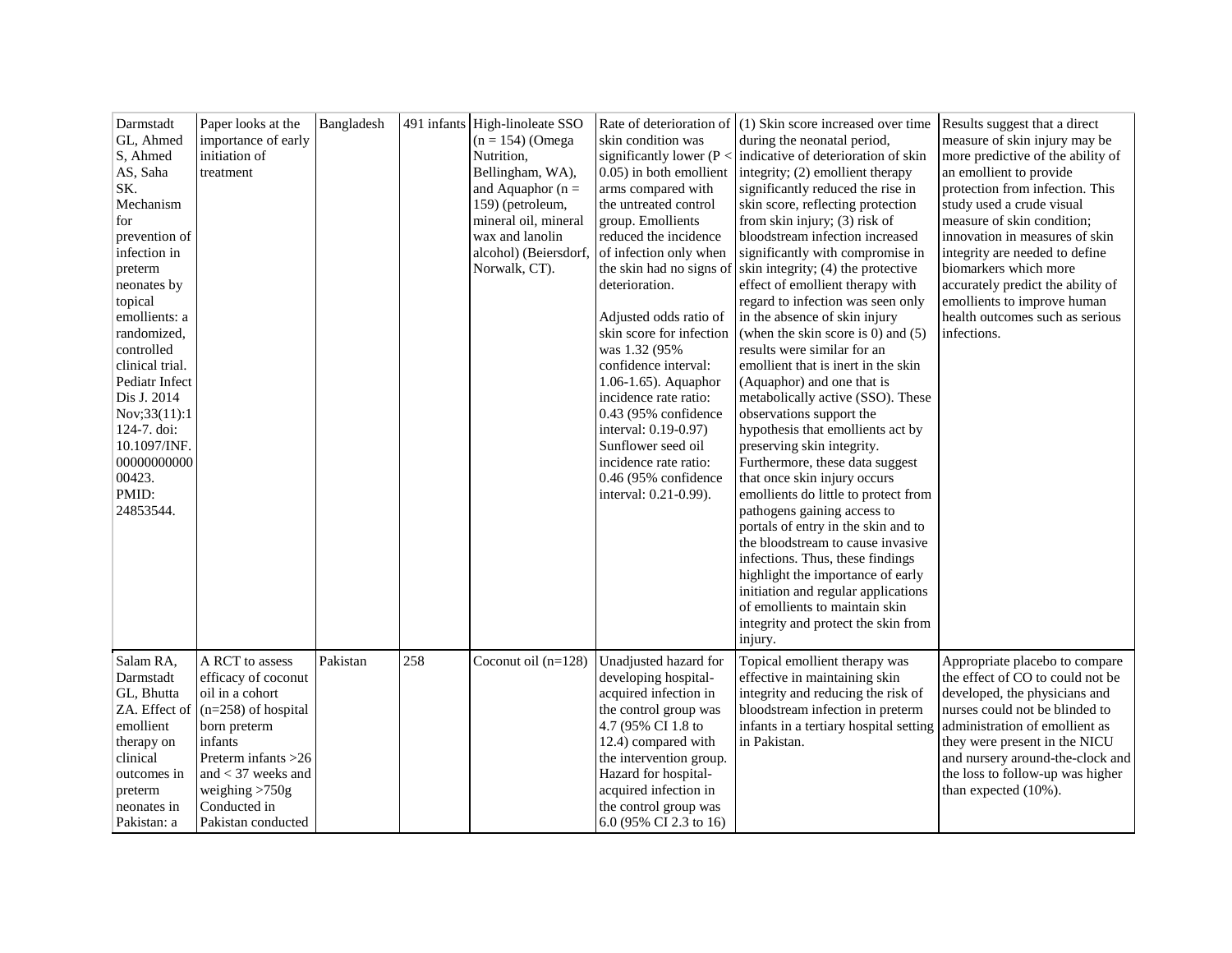| | | | | | | | |
|---|---|---|---|---|---|---|---|
| Darmstadt GL, Ahmed S, Ahmed AS, Saha SK. Mechanism for prevention of infection in preterm neonates by topical emollients: a randomized, controlled clinical trial. Pediatr Infect Dis J. 2014 Nov;33(11):1124-7. doi: 10.1097/INF.0000000000000423. PMID: 24853544. | Paper looks at the importance of early initiation of treatment | Bangladesh | 491 infants | High-linoleate SSO (n = 154) (Omega Nutrition, Bellingham, WA), and Aquaphor (n = 159) (petroleum, mineral oil, mineral wax and lanolin alcohol) (Beiersdorf, Norwalk, CT). | Rate of deterioration of skin condition was significantly lower ($P < 0.05$) in both emollient arms compared with the untreated control group. Emollients reduced the incidence of infection only when the skin had no signs of deterioration.<br><br>Adjusted odds ratio of skin score for infection was 1.32 (95% confidence interval: 1.06-1.65). Aquaphor incidence rate ratio: 0.43 (95% confidence interval: 0.19-0.97) Sunflower seed oil incidence rate ratio: 0.46 (95% confidence interval: 0.21-0.99). | (1) Skin score increased over time during the neonatal period, indicative of deterioration of skin integrity; (2) emollient therapy significantly reduced the rise in skin score, reflecting protection from skin injury; (3) risk of bloodstream infection increased significantly with compromise in skin integrity; (4) the protective effect of emollient therapy with regard to infection was seen only in the absence of skin injury (when the skin score is 0) and (5) results were similar for an emollient that is inert in the skin (Aquaphor) and one that is metabolically active (SSO). These observations support the hypothesis that emollients act by preserving skin integrity. Furthermore, these data suggest that once skin injury occurs emollients do little to protect from pathogens gaining access to portals of entry in the skin and to the bloodstream to cause invasive infections. Thus, these findings highlight the importance of early initiation and regular applications of emollients to maintain skin integrity and protect the skin from injury. | Results suggest that a direct measure of skin injury may be more predictive of the ability of an emollient to provide protection from infection. This study used a crude visual measure of skin condition; innovation in measures of skin integrity are needed to define biomarkers which more accurately predict the ability of emollients to improve human health outcomes such as serious infections. |
| Salam RA, Darmstadt GL, Bhutta ZA. Effect of emollient therapy on clinical outcomes in preterm neonates in Pakistan: a | A RCT to assess efficacy of coconut oil in a cohort (n=258) of hospital born preterm infants<br>Preterm infants >26 and < 37 weeks and weighing >750g<br>Conducted in Pakistan conducted | Pakistan | 258 | Coconut oil (n=128) | Unadjusted hazard for developing hospital-acquired infection in the control group was 4.7 (95% CI 1.8 to 12.4) compared with the intervention group. Hazard for hospital-acquired infection in the control group was 6.0 (95% CI 2.3 to 16) | Topical emollient therapy was effective in maintaining skin integrity and reducing the risk of bloodstream infection in preterm infants in a tertiary hospital setting in Pakistan. | Appropriate placebo to compare the effect of CO to could not be developed, the physicians and nurses could not be blinded to administration of emollient as they were present in the NICU and nursery around-the-clock and the loss to follow-up was higher than expected (10%). |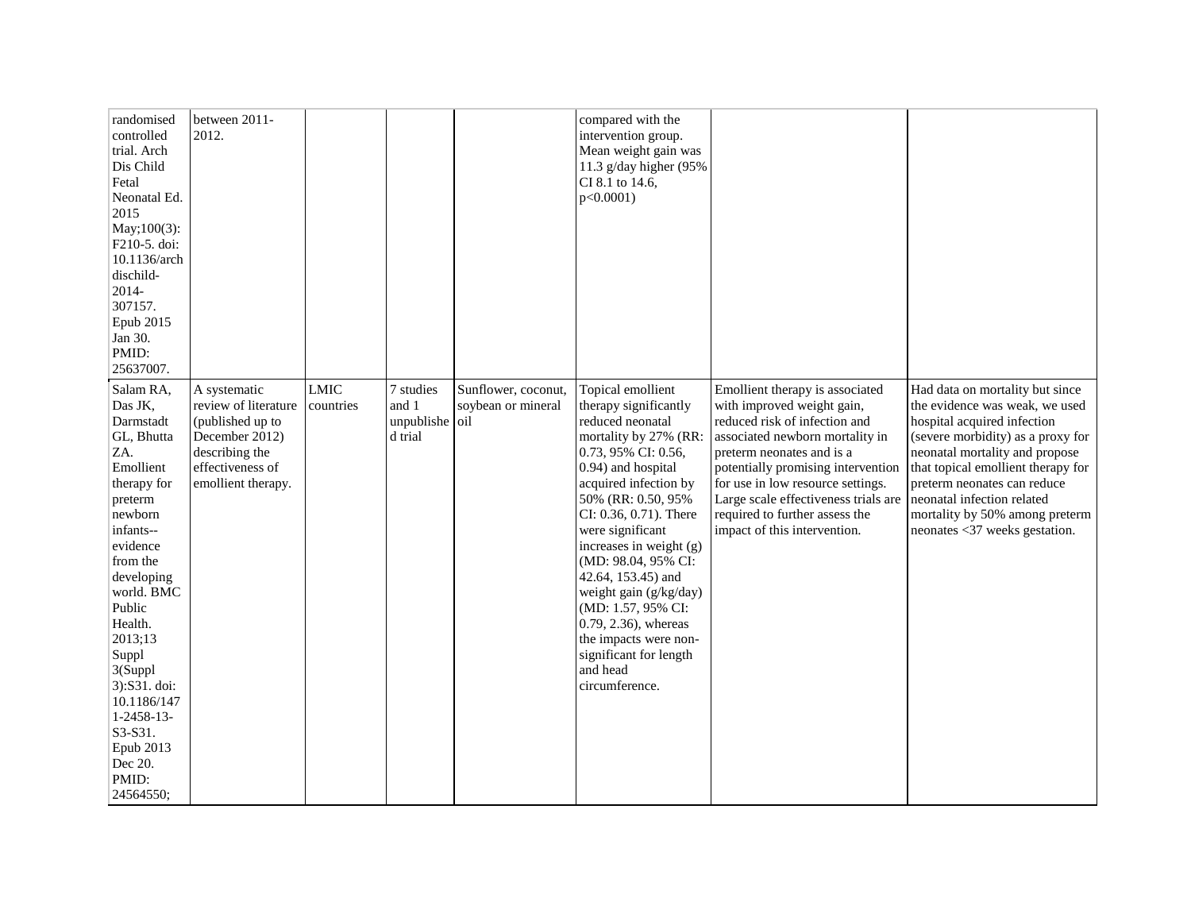| | | | | | | | |
|---|---|---|---|---|---|---|---|
| randomised controlled trial. Arch Dis Child Fetal Neonatal Ed. 2015 May;100(3): F210-5. doi: 10.1136/archdischild-2014-307157. Epub 2015 Jan 30. PMID: 25637007. | between 2011-2012. | | | | compared with the intervention group. Mean weight gain was 11.3 g/day higher (95% CI 8.1 to 14.6, p<0.0001) | | |
| Salam RA, Das JK, Darmstadt GL, Bhutta ZA. Emollient therapy for preterm newborn infants--evidence from the developing world. BMC Public Health. 2013;13 Suppl 3(Suppl 3):S31. doi: 10.1186/1471-2458-13-S3-S31. Epub 2013 Dec 20. PMID: 24564550; | A systematic review of literature (published up to December 2012) describing the effectiveness of emollient therapy. | LMIC countries | 7 studies and 1 unpublished trial | Sunflower, coconut, soybean or mineral oil | Topical emollient therapy significantly reduced neonatal mortality by 27% (RR: 0.73, 95% CI: 0.56, 0.94) and hospital acquired infection by 50% (RR: 0.50, 95% CI: 0.36, 0.71). There were significant increases in weight (g) (MD: 98.04, 95% CI: 42.64, 153.45) and weight gain (g/kg/day) (MD: 1.57, 95% CI: 0.79, 2.36), whereas the impacts were non-significant for length and head circumference. | Emollient therapy is associated with improved weight gain, reduced risk of infection and associated newborn mortality in preterm neonates and is a potentially promising intervention for use in low resource settings. Large scale effectiveness trials are required to further assess the impact of this intervention. | Had data on mortality but since the evidence was weak, we used hospital acquired infection (severe morbidity) as a proxy for neonatal mortality and propose that topical emollient therapy for preterm neonates can reduce neonatal infection related mortality by 50% among preterm neonates <37 weeks gestation. |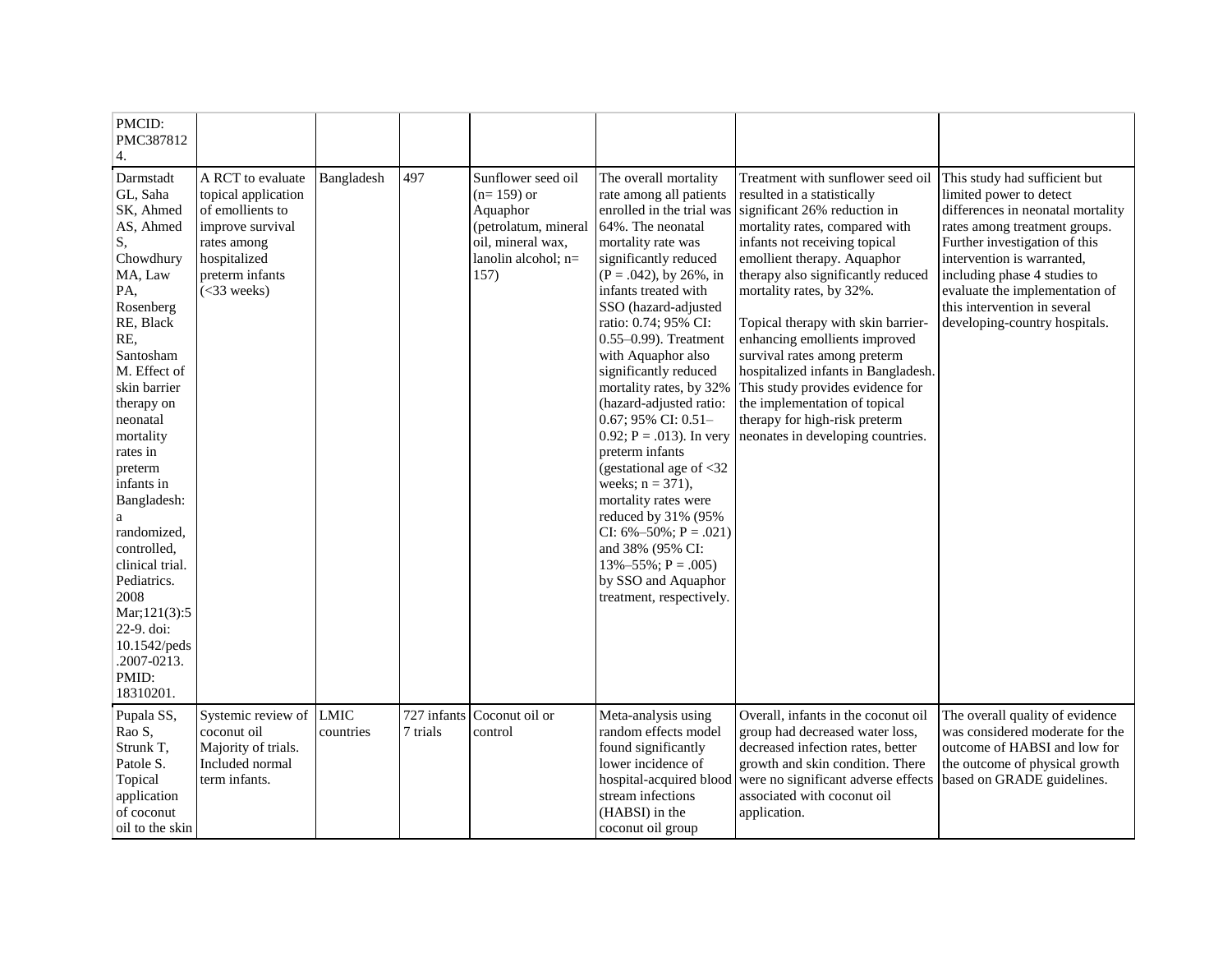| | | | | | | | |
|---|---|---|---|---|---|---|---|
| PMCID: PMC3878124. | | | | | | | |
| Darmstadt GL, Saha SK, Ahmed AS, Ahmed S, Chowdhury MA, Law PA, Rosenberg RE, Black RE, Santosham M. Effect of skin barrier therapy on neonatal mortality rates in preterm infants in Bangladesh: a randomized, controlled, clinical trial. Pediatrics. 2008 Mar;121(3):522-9. doi: 10.1542/peds.2007-0213. PMID: 18310201. | A RCT to evaluate topical application of emollients to improve survival rates among hospitalized preterm infants (<33 weeks) | Bangladesh | 497 | Sunflower seed oil (n= 159) or Aquaphor (petrolatum, mineral oil, mineral wax, lanolin alcohol; n= 157) | The overall mortality rate among all patients enrolled in the trial was 64%. The neonatal mortality rate was significantly reduced (P = .042), by 26%, in infants treated with SSO (hazard-adjusted ratio: 0.74; 95% CI: 0.55–0.99). Treatment with Aquaphor also significantly reduced mortality rates, by 32% (hazard-adjusted ratio: 0.67; 95% CI: 0.51–0.92; P = .013). In very preterm infants (gestational age of <32 weeks; n = 371), mortality rates were reduced by 31% (95% CI: 6%–50%; P = .021) and 38% (95% CI: 13%–55%; P = .005) by SSO and Aquaphor treatment, respectively. | Treatment with sunflower seed oil resulted in a statistically significant 26% reduction in mortality rates, compared with infants not receiving topical emollient therapy. Aquaphor therapy also significantly reduced mortality rates, by 32%.<br><br>Topical therapy with skin barrier-enhancing emollients improved survival rates among preterm hospitalized infants in Bangladesh. This study provides evidence for the implementation of topical therapy for high-risk preterm neonates in developing countries. | This study had sufficient but limited power to detect differences in neonatal mortality rates among treatment groups. Further investigation of this intervention is warranted, including phase 4 studies to evaluate the implementation of this intervention in several developing-country hospitals. |
| Pupala SS, Rao S, Strunk T, Patole S. Topical application of coconut oil to the skin | Systemic review of coconut oil Majority of trials. Included normal term infants. | LMIC countries | 727 infants 7 trials | Coconut oil or control | Meta-analysis using random effects model found significantly lower incidence of hospital-acquired blood stream infections (HABSI) in the coconut oil group | Overall, infants in the coconut oil group had decreased water loss, decreased infection rates, better growth and skin condition. There were no significant adverse effects associated with coconut oil application. | The overall quality of evidence was considered moderate for the outcome of HABSI and low for the outcome of physical growth based on GRADE guidelines. |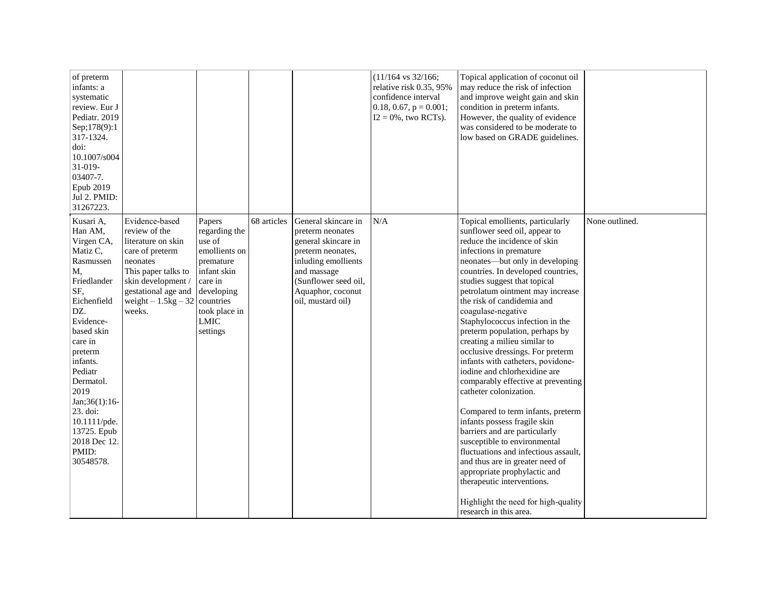| | | | | | | | |
|---|---|---|---|---|---|---|---|
| of preterm infants: a systematic review. Eur J Pediatr. 2019 Sep;178(9):1317-1324. doi: 10.1007/s00431-019-03407-7. Epub 2019 Jul 2. PMID: 31267223. | | | | | (11/164 vs 32/166; relative risk 0.35, 95% confidence interval 0.18, 0.67, p = 0.001; I2 = 0%, two RCTs). | Topical application of coconut oil may reduce the risk of infection and improve weight gain and skin condition in preterm infants. However, the quality of evidence was considered to be moderate to low based on GRADE guidelines. | |
| Kusari A, Han AM, Virgen CA, Matiz C, Rasmussen M, Friedlander SF, Eichenfield DZ. Evidence-based skin care in preterm infants. Pediatr Dermatol. 2019 Jan;36(1):16-23. doi: 10.1111/pde.13725. Epub 2018 Dec 12. PMID: 30548578. | Evidence-based review of the literature on skin care of preterm neonates<br>This paper talks to skin development / gestational age and weight – 1.5kg – 32 weeks. | Papers regarding the use of emollients on premature infant skin care in developing countries took place in LMIC settings | 68 articles | General skincare in preterm neonates general skincare in preterm neonates, inluding emollients and massage (Sunflower seed oil, Aquaphor, coconut oil, mustard oil) | N/A | Topical emollients, particularly sunflower seed oil, appear to reduce the incidence of skin infections in premature neonates—but only in developing countries. In developed countries, studies suggest that topical petrolatum ointment may increase the risk of candidemia and coagulase-negative Staphylococcus infection in the preterm population, perhaps by creating a milieu similar to occlusive dressings. For preterm infants with catheters, povidone-iodine and chlorhexidine are comparably effective at preventing catheter colonization.<br><br>Compared to term infants, preterm infants possess fragile skin barriers and are particularly susceptible to environmental fluctuations and infectious assault, and thus are in greater need of appropriate prophylactic and therapeutic interventions.<br><br>Highlight the need for high-quality research in this area. | None outlined. |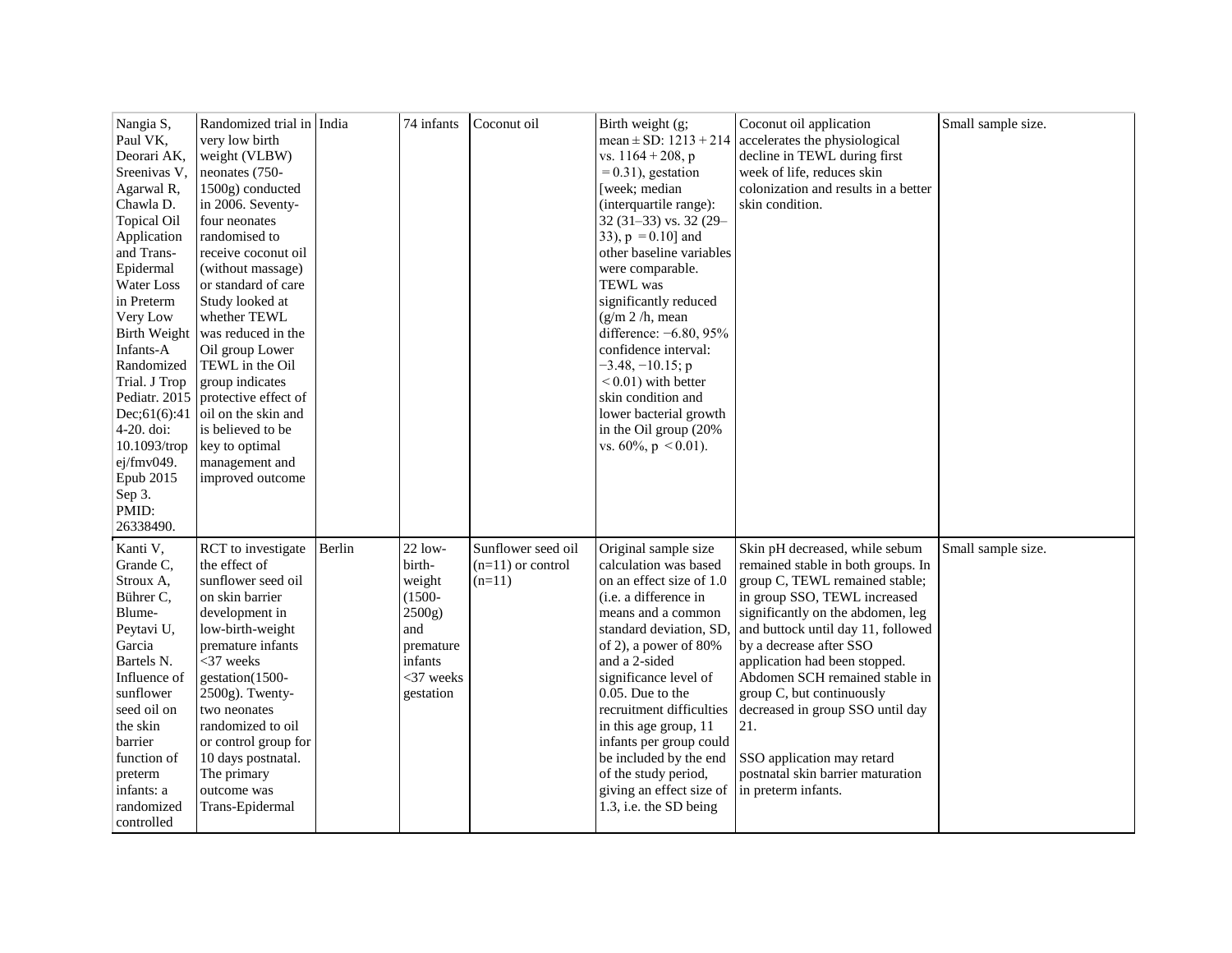| | | | | | | | |
|---|---|---|---|---|---|---|---|
| Nangia S, Paul VK, Deorari AK, Sreenivas V, Agarwal R, Chawla D. Topical Oil Application and Trans-Epidermal Water Loss in Preterm Very Low Birth Weight Infants-A Randomized Trial. J Trop Pediatr. 2015 Dec;61(6):414-20. doi: 10.1093/tropej/fmv049. Epub 2015 Sep 3. PMID: 26338490. | Randomized trial in very low birth weight (VLBW) neonates (750-1500g) conducted in 2006. Seventy-four neonates randomised to receive coconut oil (without massage) or standard of care Study looked at whether TEWL was reduced in the Oil group Lower TEWL in the Oil group indicates protective effect of oil on the skin and is believed to be key to optimal management and improved outcome | India | 74 infants | Coconut oil | Birth weight (g; mean ± SD: 1213 + 214 vs. 1164 + 208, p = 0.31), gestation [week; median (interquartile range): 32 (31–33) vs. 32 (29–33), p = 0.10] and other baseline variables were comparable. TEWL was significantly reduced (g/m 2 /h, mean difference: −6.80, 95% confidence interval: −3.48, −10.15; p < 0.01) with better skin condition and lower bacterial growth in the Oil group (20% vs. 60%, p < 0.01). | Coconut oil application accelerates the physiological decline in TEWL during first week of life, reduces skin colonization and results in a better skin condition. | Small sample size. |
| Kanti V, Grande C, Stroux A, Bührer C, Blume-Peytavi U, Garcia Bartels N. Influence of sunflower seed oil on the skin barrier function of preterm infants: a randomized controlled | RCT to investigate the effect of sunflower seed oil on skin barrier development in low-birth-weight premature infants <37 weeks gestation(1500-2500g). Twenty-two neonates randomized to oil or control group for 10 days postnatal. The primary outcome was Trans-Epidermal | Berlin | 22 low-birth-weight (1500-2500g) and premature infants <37 weeks gestation | Sunflower seed oil (n=11) or control (n=11) | Original sample size calculation was based on an effect size of 1.0 (i.e. a difference in means and a common standard deviation, SD, of 2), a power of 80% and a 2-sided significance level of 0.05. Due to the recruitment difficulties in this age group, 11 infants per group could be included by the end of the study period, giving an effect size of 1.3, i.e. the SD being | Skin pH decreased, while sebum remained stable in both groups. In group C, TEWL remained stable; in group SSO, TEWL increased significantly on the abdomen, leg and buttock until day 11, followed by a decrease after SSO application had been stopped. Abdomen SCH remained stable in group C, but continuously decreased in group SSO until day 21.<br><br>SSO application may retard postnatal skin barrier maturation in preterm infants. | Small sample size. |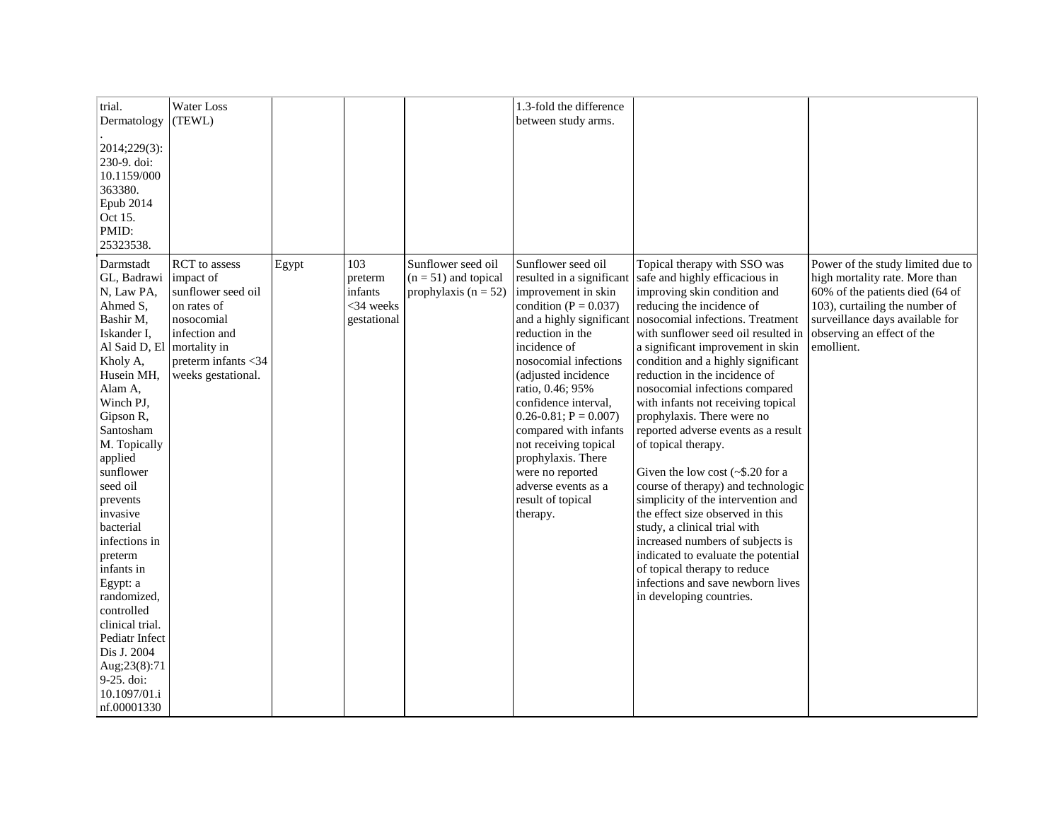| | | | | | | | |
|---|---|---|---|---|---|---|---|
| trial. Dermatology. 2014;229(3): 230-9. doi: 10.1159/000363380. Epub 2014 Oct 15. PMID: 25323538. | Water Loss (TEWL) | | | | 1.3-fold the difference between study arms. | | |
| Darmstadt GL, Badrawi N, Law PA, Ahmed S, Bashir M, Iskander I, Al Said D, El Kholy A, Husein MH, Alam A, Winch PJ, Gipson R, Santosham M. Topically applied sunflower seed oil prevents invasive bacterial infections in preterm infants in Egypt: a randomized, controlled clinical trial. Pediatr Infect Dis J. 2004 Aug;23(8):719-25. doi: 10.1097/01.inf.00001330 | RCT to assess impact of sunflower seed oil on rates of nosocomial infection and mortality in preterm infants <34 weeks gestational. | Egypt | 103 preterm infants <34 weeks gestational | Sunflower seed oil (n = 51) and topical prophylaxis (n = 52) | Sunflower seed oil resulted in a significant improvement in skin condition (P = 0.037) and a highly significant reduction in the incidence of nosocomial infections (adjusted incidence ratio, 0.46; 95% confidence interval, 0.26-0.81; P = 0.007) compared with infants not receiving topical prophylaxis. There were no reported adverse events as a result of topical therapy. | Topical therapy with SSO was safe and highly efficacious in improving skin condition and reducing the incidence of nosocomial infections. Treatment with sunflower seed oil resulted in a significant improvement in skin condition and a highly significant reduction in the incidence of nosocomial infections compared with infants not receiving topical prophylaxis. There were no reported adverse events as a result of topical therapy.<br><br>Given the low cost (~$.20 for a course of therapy) and technologic simplicity of the intervention and the effect size observed in this study, a clinical trial with increased numbers of subjects is indicated to evaluate the potential of topical therapy to reduce infections and save newborn lives in developing countries. | Power of the study limited due to high mortality rate. More than 60% of the patients died (64 of 103), curtailing the number of surveillance days available for observing an effect of the emollient. |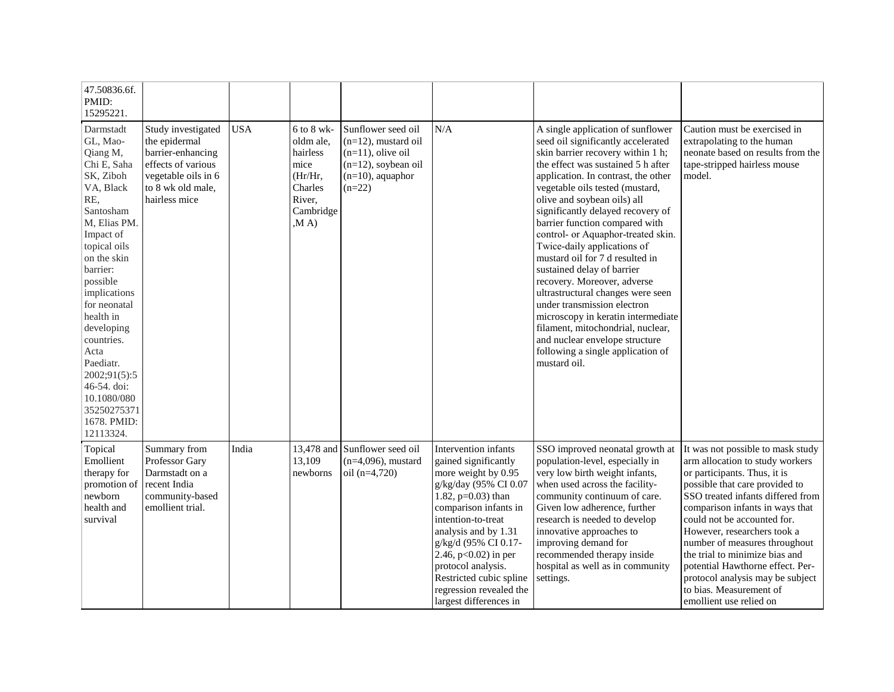| | | | | | | | |
|---|---|---|---|---|---|---|---|
| 47.50836.6f. PMID: 15295221. | | | | | | | |
| Darmstadt GL, Mao-Qiang M, Chi E, Saha SK, Ziboh VA, Black RE, Santosham M, Elias PM. Impact of topical oils on the skin barrier: possible implications for neonatal health in developing countries. Acta Paediatr. 2002;91(5):546-54. doi: 10.1080/08035250275371678. PMID: 12113324. | Study investigated the epidermal barrier-enhancing effects of various vegetable oils in 6 to 8 wk old male, hairless mice | USA | 6 to 8 wk-oldm ale, hairless mice (Hr/Hr, Charles River, Cambridge ,M A) | Sunflower seed oil (n=12), mustard oil (n=11), olive oil (n=12), soybean oil (n=10), aquaphor (n=22) | N/A | A single application of sunflower seed oil significantly accelerated skin barrier recovery within 1 h; the effect was sustained 5 h after application. In contrast, the other vegetable oils tested (mustard, olive and soybean oils) all significantly delayed recovery of barrier function compared with control- or Aquaphor-treated skin. Twice-daily applications of mustard oil for 7 d resulted in sustained delay of barrier recovery. Moreover, adverse ultrastructural changes were seen under transmission electron microscopy in keratin intermediate filament, mitochondrial, nuclear, and nuclear envelope structure following a single application of mustard oil. | Caution must be exercised in extrapolating to the human neonate based on results from the tape-stripped hairless mouse model. |
| Topical Emollient therapy for promotion of newborn health and survival | Summary from Professor Gary Darmstadt on a recent India community-based emollient trial. | India | 13,478 and 13,109 newborns | Sunflower seed oil (n=4,096), mustard oil (n=4,720) | Intervention infants gained significantly more weight by 0.95 g/kg/day (95% CI 0.07 1.82, p=0.03) than comparison infants in intention-to-treat analysis and by 1.31 g/kg/d (95% CI 0.17-2.46, p<0.02) in per protocol analysis. Restricted cubic spline regression revealed the largest differences in | SSO improved neonatal growth at population-level, especially in very low birth weight infants, when used across the facility-community continuum of care. Given low adherence, further research is needed to develop innovative approaches to improving demand for recommended therapy inside hospital as well as in community settings. | It was not possible to mask study arm allocation to study workers or participants. Thus, it is possible that care provided to SSO treated infants differed from comparison infants in ways that could not be accounted for. However, researchers took a number of measures throughout the trial to minimize bias and potential Hawthorne effect. Per-protocol analysis may be subject to bias. Measurement of emollient use relied on |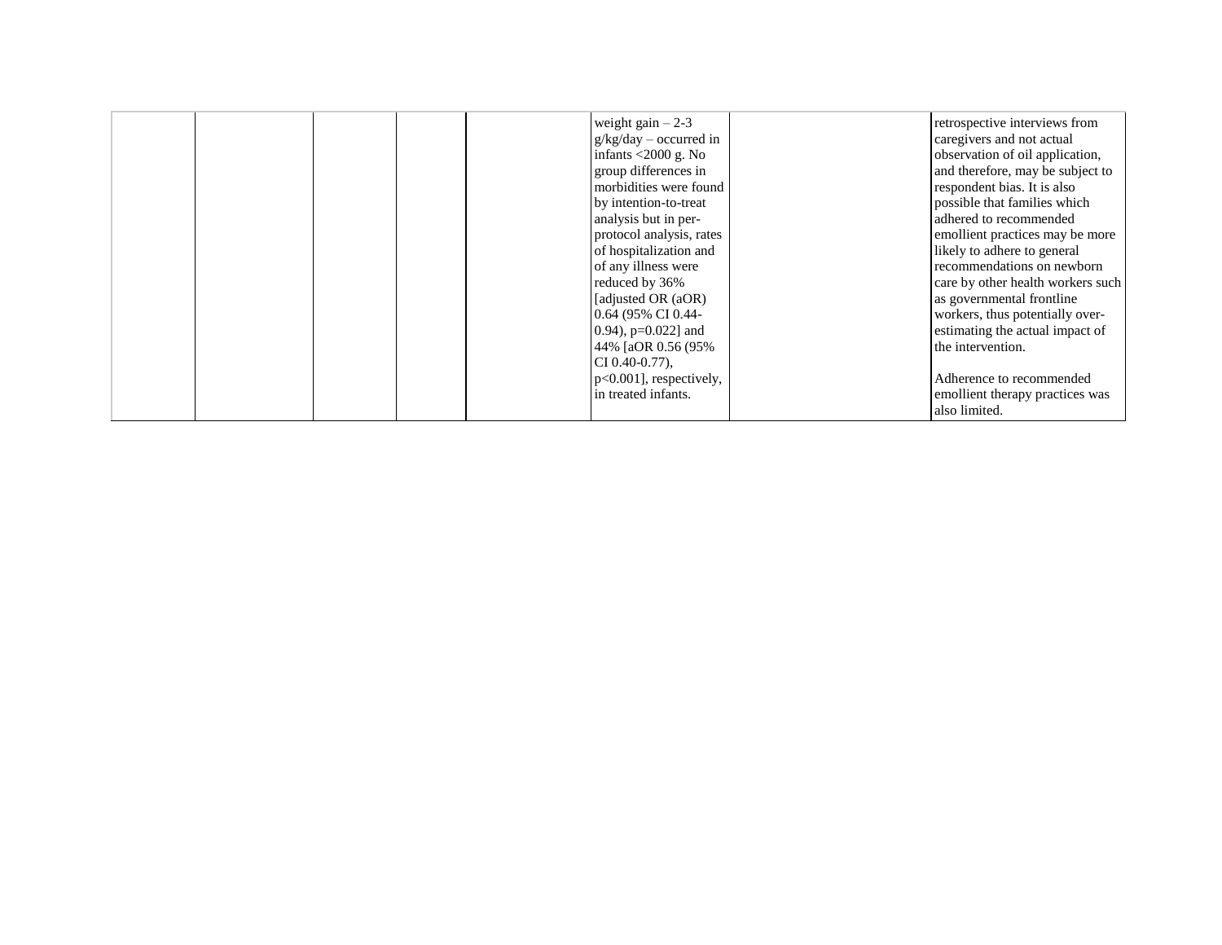| | | | | | | | |
|---|---|---|---|---|---|---|---|
| | | | | | weight gain – 2-3 g/kg/day – occurred in infants <2000 g. No group differences in morbidities were found by intention-to-treat analysis but in per-protocol analysis, rates of hospitalization and of any illness were reduced by 36% [adjusted OR (aOR) 0.64 (95% CI 0.44-0.94), p=0.022] and 44% [aOR 0.56 (95% CI 0.40-0.77), p<0.001], respectively, in treated infants. | | retrospective interviews from caregivers and not actual observation of oil application, and therefore, may be subject to respondent bias. It is also possible that families which adhered to recommended emollient practices may be more likely to adhere to general recommendations on newborn care by other health workers such as governmental frontline workers, thus potentially over-estimating the actual impact of the intervention.<br><br>Adherence to recommended emollient therapy practices was also limited. |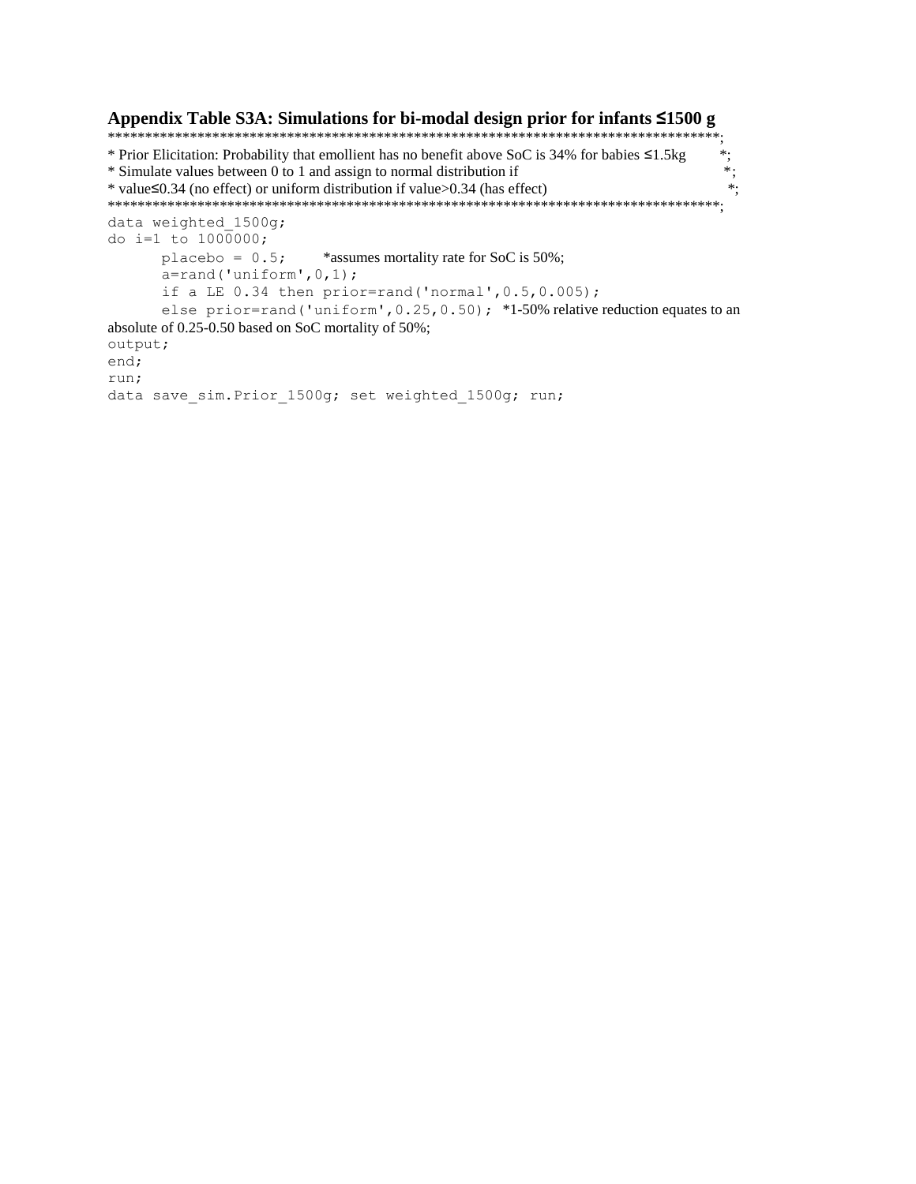### Appendix Table S3A: Simulations for bi-modal design prior for infants ≤1500 g

```
************************************************************************************;
* Prior Elicitation: Probability that emollient has no benefit above SoC is 34% for babies ≤1.5kg        *;
* Simulate values between 0 to 1 and assign to normal distribution if                                     *;
* value≤0.34 (no effect) or uniform distribution if value>0.34 (has effect)                                *;
************************************************************************************;
data weighted_1500g;
do i=1 to 1000000;
      placebo = 0.5;      *assumes mortality rate for SoC is 50%;
      a=rand('uniform',0,1);
      if a LE 0.34 then prior=rand('normal',0.5,0.005);
      else prior=rand('uniform',0.25,0.50);  *1-50% relative reduction equates to an absolute of 0.25-0.50 based on SoC mortality of 50%;
output;
end;
run;
data save_sim.Prior_1500g; set weighted_1500g; run;
```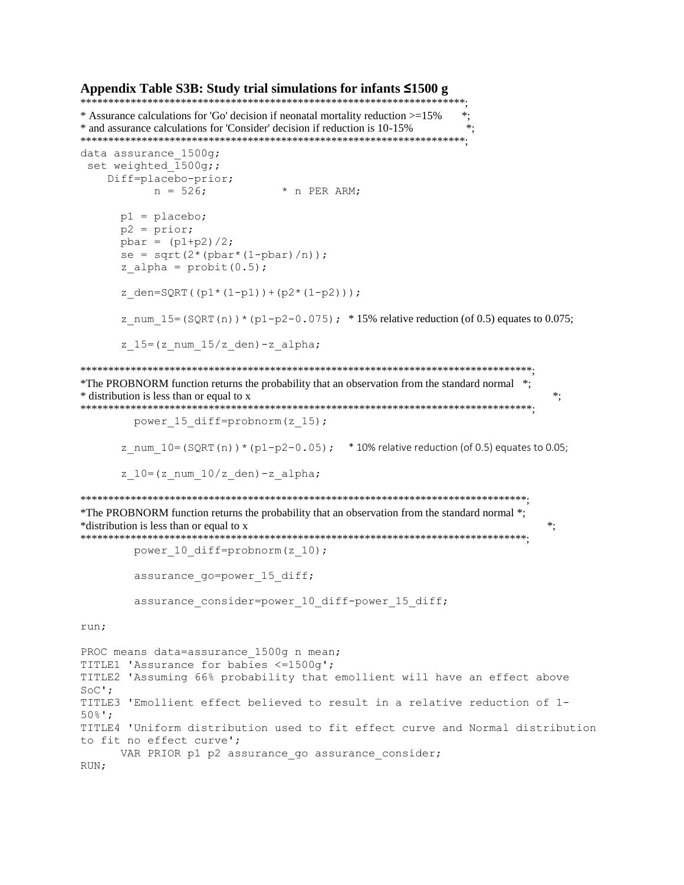**Appendix Table S3B: Study trial simulations for infants ≤1500 g**

```
*************************************************************************;
* Assurance calculations for 'Go' decision if neonatal mortality reduction >=15%      *;
* and assurance calculations for 'Consider' decision if reduction is 10-15%            *;
*************************************************************************;
data assurance_1500g;
 set weighted_1500g;;
    Diff=placebo-prior;
          n = 526;           * n PER ARM;

      p1 = placebo;
      p2 = prior;
      pbar = (p1+p2)/2;
      se = sqrt(2*(pbar*(1-pbar)/n));
      z_alpha = probit(0.5);

      z_den=SQRT((p1*(1-p1))+(p2*(1-p2)));

      z_num_15=(SQRT(n))*(p1-p2-0.075); * 15% relative reduction (of 0.5) equates to 0.075;

      z_15=(z_num_15/z_den)-z_alpha;

*********************************************************************************;
*The PROBNORM function returns the probability that an observation from the standard normal   *;
* distribution is less than or equal to x                                                      *;
*********************************************************************************;
        power_15_diff=probnorm(z_15);

      z_num_10=(SQRT(n))*(p1-p2-0.05);   * 10% relative reduction (of 0.5) equates to 0.05;

      z_10=(z_num_10/z_den)-z_alpha;

*********************************************************************************;
*The PROBNORM function returns the probability that an observation from the standard normal *;
*distribution is less than or equal to x                                                      *;
*********************************************************************************;
        power_10_diff=probnorm(z_10);

        assurance_go=power_15_diff;

        assurance_consider=power_10_diff-power_15_diff;

run;

PROC means data=assurance_1500g n mean;
TITLE1 'Assurance for babies <=1500g';
TITLE2 'Assuming 66% probability that emollient will have an effect above
SoC';
TITLE3 'Emollient effect believed to result in a relative reduction of 1-
50%';
TITLE4 'Uniform distribution used to fit effect curve and Normal distribution
to fit no effect curve';
      VAR PRIOR p1 p2 assurance_go assurance_consider;
RUN;
```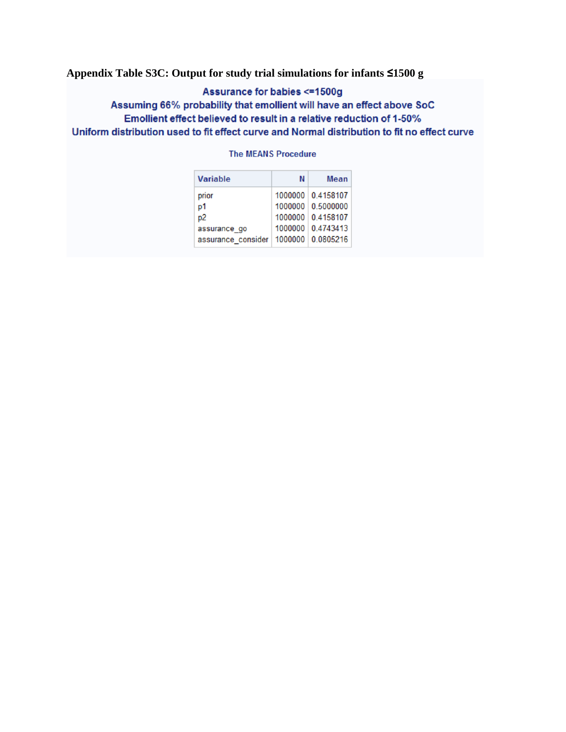**Appendix Table S3C: Output for study trial simulations for infants ≤1500 g**

Assurance for babies <=1500g

Assuming 66% probability that emollient will have an effect above SoC

Emollient effect believed to result in a relative reduction of 1-50%

Uniform distribution used to fit effect curve and Normal distribution to fit no effect curve

The MEANS Procedure

| Variable | N | Mean |
|---|---|---|
| prior | 1000000 | 0.4158107 |
| p1 | 1000000 | 0.5000000 |
| p2 | 1000000 | 0.4158107 |
| assurance_go | 1000000 | 0.4743413 |
| assurance_consider | 1000000 | 0.0805216 |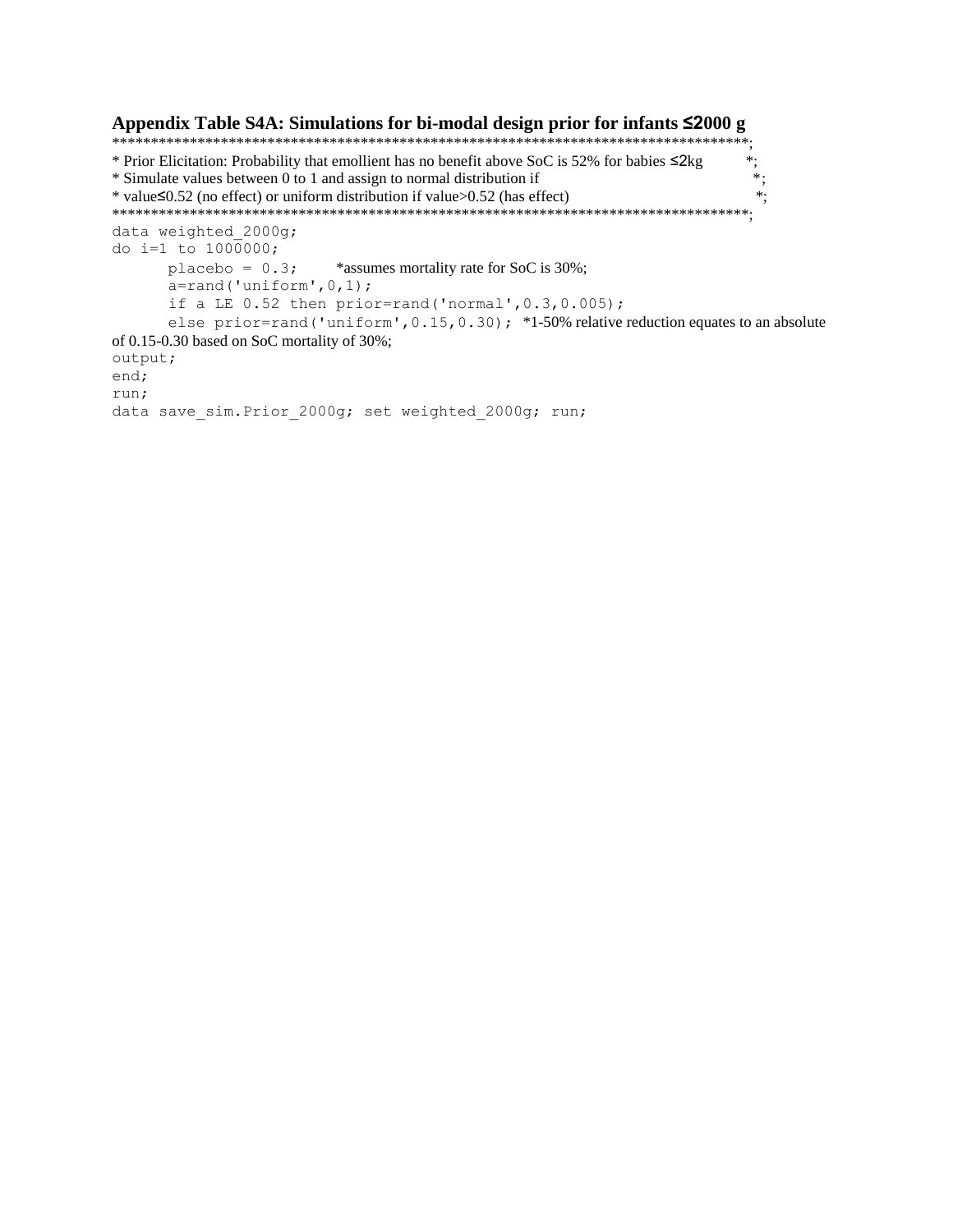**Appendix Table S4A: Simulations for bi-modal design prior for infants ≤2000 g**

```
**************************************************************************************;
* Prior Elicitation: Probability that emollient has no benefit above SoC is 52% for babies ≤2kg *;
* Simulate values between 0 to 1 and assign to normal distribution if                          *;
* value≤0.52 (no effect) or uniform distribution if value>0.52 (has effect)                     *;
**************************************************************************************;
data weighted_2000g;
do i=1 to 1000000;
      placebo = 0.3;      *assumes mortality rate for SoC is 30%;
      a=rand('uniform',0,1);
      if a LE 0.52 then prior=rand('normal',0.3,0.005);
      else prior=rand('uniform',0.15,0.30);  *1-50% relative reduction equates to an absolute
of 0.15-0.30 based on SoC mortality of 30%;
output;
end;
run;
data save_sim.Prior_2000g; set weighted_2000g; run;
```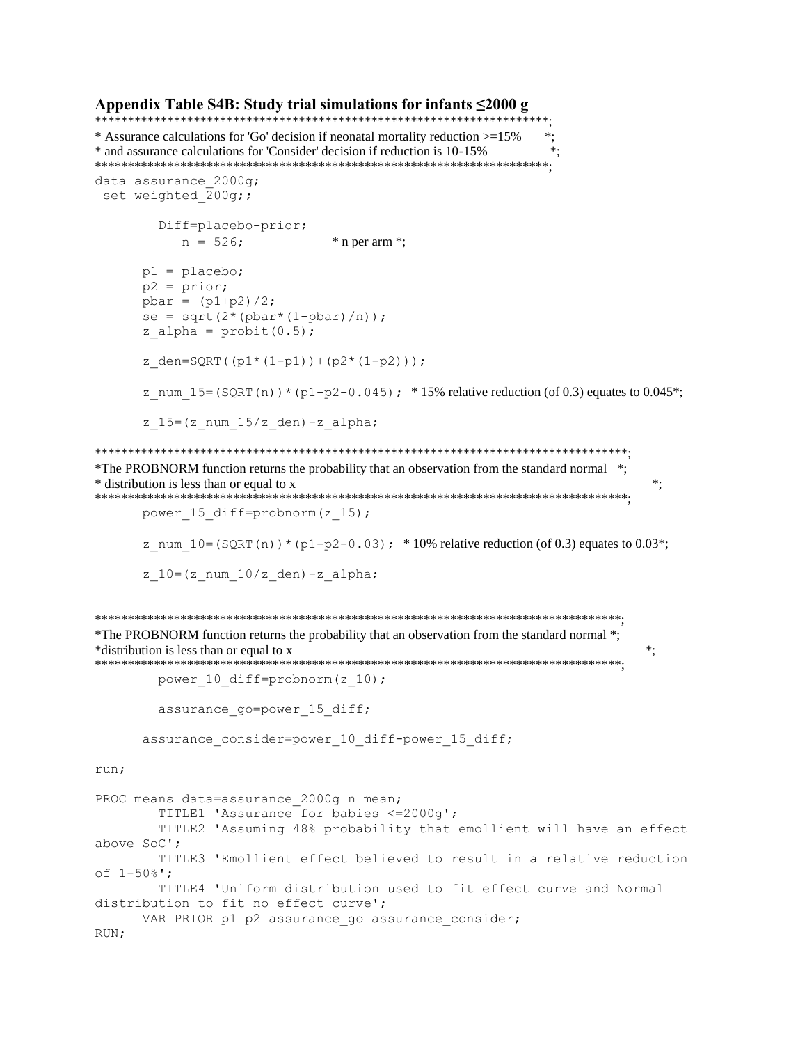### Appendix Table S4B: Study trial simulations for infants ≤2000 g

```
***********************************************************************;
* Assurance calculations for 'Go' decision if neonatal mortality reduction >=15%      *;
* and assurance calculations for 'Consider' decision if reduction is 10-15%            *;
***********************************************************************;
data assurance_2000g;
 set weighted_200g;;

        Diff=placebo-prior;
           n = 526;              * n per arm *;

      p1 = placebo;
      p2 = prior;
      pbar = (p1+p2)/2;
      se = sqrt(2*(pbar*(1-pbar)/n));
      z_alpha = probit(0.5);

      z_den=SQRT((p1*(1-p1))+(p2*(1-p2)));

      z_num_15=(SQRT(n))*(p1-p2-0.045);  * 15% relative reduction (of 0.3) equates to 0.045*;

      z_15=(z_num_15/z_den)-z_alpha;

*************************************************************************************;
*The PROBNORM function returns the probability that an observation from the standard normal   *;
* distribution is less than or equal to x                                                      *;
*************************************************************************************;
      power_15_diff=probnorm(z_15);

      z_num_10=(SQRT(n))*(p1-p2-0.03);  * 10% relative reduction (of 0.3) equates to 0.03*;

      z_10=(z_num_10/z_den)-z_alpha;


*************************************************************************************;
*The PROBNORM function returns the probability that an observation from the standard normal *;
*distribution is less than or equal to x                                                      *;
*************************************************************************************;
        power_10_diff=probnorm(z_10);

        assurance_go=power_15_diff;

      assurance_consider=power_10_diff-power_15_diff;

run;

PROC means data=assurance_2000g n mean;
        TITLE1 'Assurance for babies <=2000g';
        TITLE2 'Assuming 48% probability that emollient will have an effect
above SoC';
        TITLE3 'Emollient effect believed to result in a relative reduction
of 1-50%';
        TITLE4 'Uniform distribution used to fit effect curve and Normal
distribution to fit no effect curve';
      VAR PRIOR p1 p2 assurance_go assurance_consider;
RUN;
```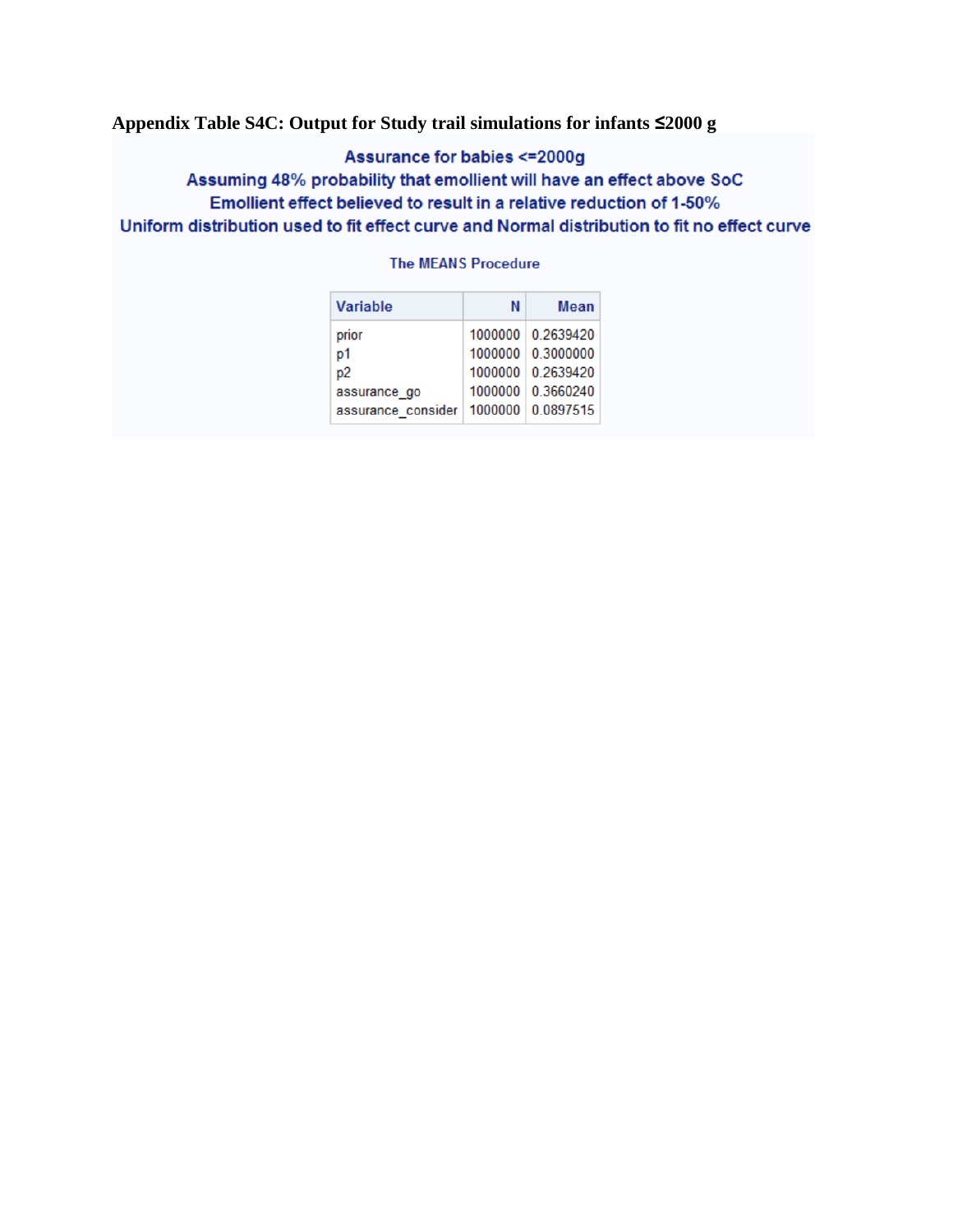**Appendix Table S4C: Output for Study trail simulations for infants ≤2000 g**

Assurance for babies <=2000g

Assuming 48% probability that emollient will have an effect above SoC

Emollient effect believed to result in a relative reduction of 1-50%

Uniform distribution used to fit effect curve and Normal distribution to fit no effect curve

The MEANS Procedure

| Variable | N | Mean |
|---|---|---|
| prior | 1000000 | 0.2639420 |
| p1 | 1000000 | 0.3000000 |
| p2 | 1000000 | 0.2639420 |
| assurance_go | 1000000 | 0.3660240 |
| assurance_consider | 1000000 | 0.0897515 |